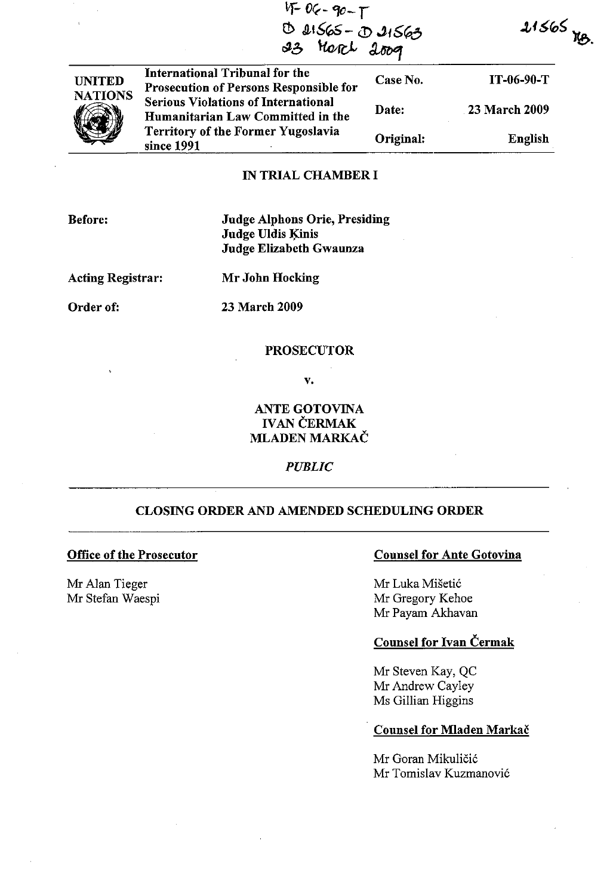IT-06-90-T
D 21565 - D 21563
23 March 2009

21565 TB.

| UNITED NATIONS | International Tribunal for the Prosecution of Persons Responsible for Serious Violations of International Humanitarian Law Committed in the Territory of the Former Yugoslavia since 1991 | Case No. | IT-06-90-T |
|---|---|---|---|
| | | Date: | 23 March 2009 |
| | | Original: | English |

**IN TRIAL CHAMBER I**

**Before:** Judge Alphons Orie, Presiding
Judge Uldis Ķinis
Judge Elizabeth Gwaunza

**Acting Registrar:** Mr John Hocking

**Order of:** 23 March 2009

**PROSECUTOR**

**v.**

**ANTE GOTOVINA**
**IVAN ČERMAK**
**MLADEN MARKAČ**

*PUBLIC*

---

## CLOSING ORDER AND AMENDED SCHEDULING ORDER

---

**Office of the Prosecutor**

Mr Alan Tieger
Mr Stefan Waespi

**Counsel for Ante Gotovina**

Mr Luka Mišetić
Mr Gregory Kehoe
Mr Payam Akhavan

**Counsel for Ivan Čermak**

Mr Steven Kay, QC
Mr Andrew Cayley
Ms Gillian Higgins

**Counsel for Mladen Markač**

Mr Goran Mikuličić
Mr Tomislav Kuzmanović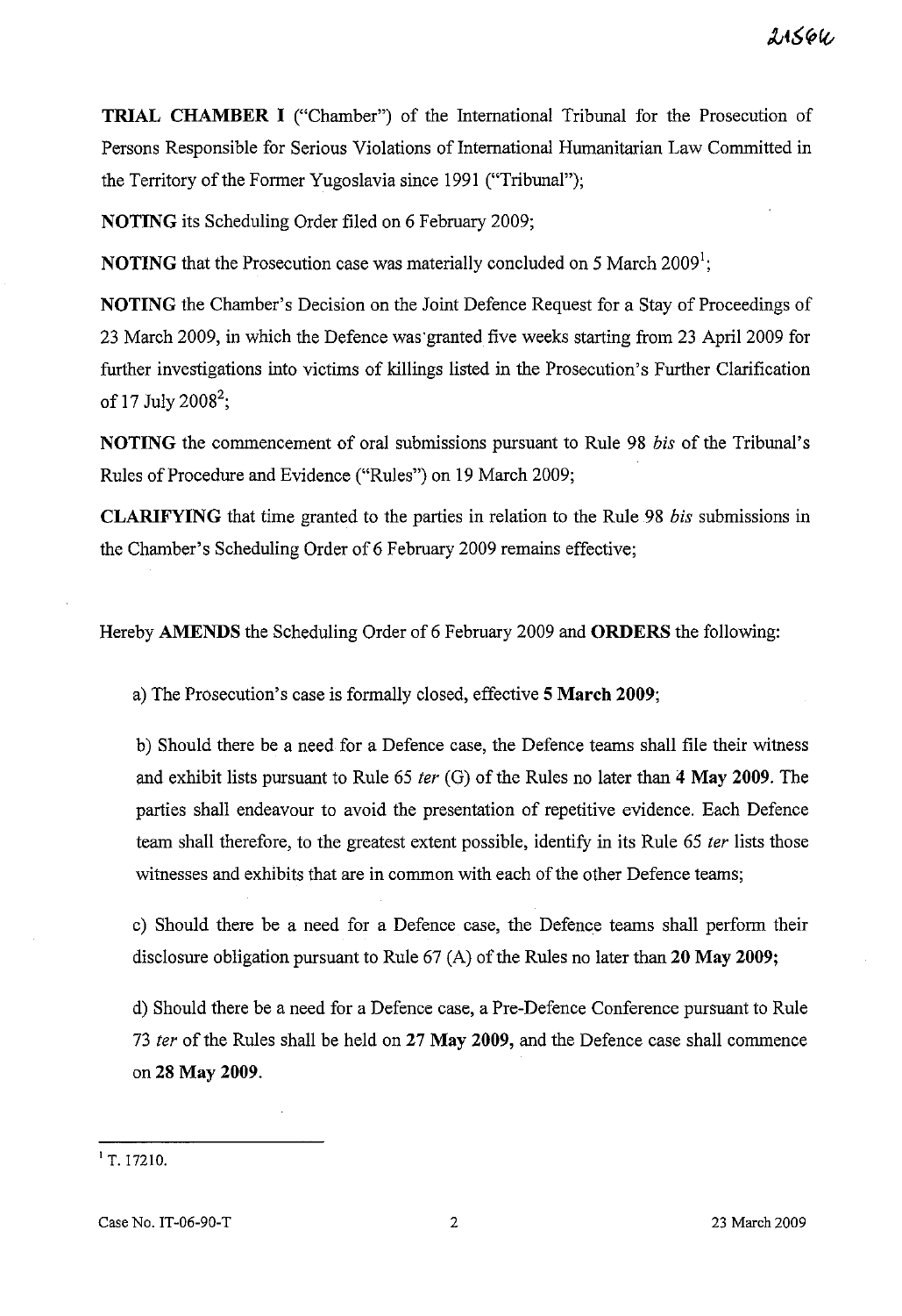**TRIAL CHAMBER I** ("Chamber") of the International Tribunal for the Prosecution of Persons Responsible for Serious Violations of International Humanitarian Law Committed in the Territory of the Former Yugoslavia since 1991 ("Tribunal");

**NOTING** its Scheduling Order filed on 6 February 2009;

**NOTING** that the Prosecution case was materially concluded on 5 March 2009[1];

**NOTING** the Chamber's Decision on the Joint Defence Request for a Stay of Proceedings of 23 March 2009, in which the Defence was granted five weeks starting from 23 April 2009 for further investigations into victims of killings listed in the Prosecution's Further Clarification of 17 July 2008[2];

**NOTING** the commencement of oral submissions pursuant to Rule 98 *bis* of the Tribunal's Rules of Procedure and Evidence ("Rules") on 19 March 2009;

**CLARIFYING** that time granted to the parties in relation to the Rule 98 *bis* submissions in the Chamber's Scheduling Order of 6 February 2009 remains effective;

Hereby **AMENDS** the Scheduling Order of 6 February 2009 and **ORDERS** the following:

a) The Prosecution's case is formally closed, effective **5 March 2009**;

b) Should there be a need for a Defence case, the Defence teams shall file their witness and exhibit lists pursuant to Rule 65 *ter* (G) of the Rules no later than **4 May 2009**. The parties shall endeavour to avoid the presentation of repetitive evidence. Each Defence team shall therefore, to the greatest extent possible, identify in its Rule 65 *ter* lists those witnesses and exhibits that are in common with each of the other Defence teams;

c) Should there be a need for a Defence case, the Defence teams shall perform their disclosure obligation pursuant to Rule 67 (A) of the Rules no later than **20 May 2009;**

d) Should there be a need for a Defence case, a Pre-Defence Conference pursuant to Rule 73 *ter* of the Rules shall be held on **27 May 2009,** and the Defence case shall commence on **28 May 2009.**

---

[1] T. 17210.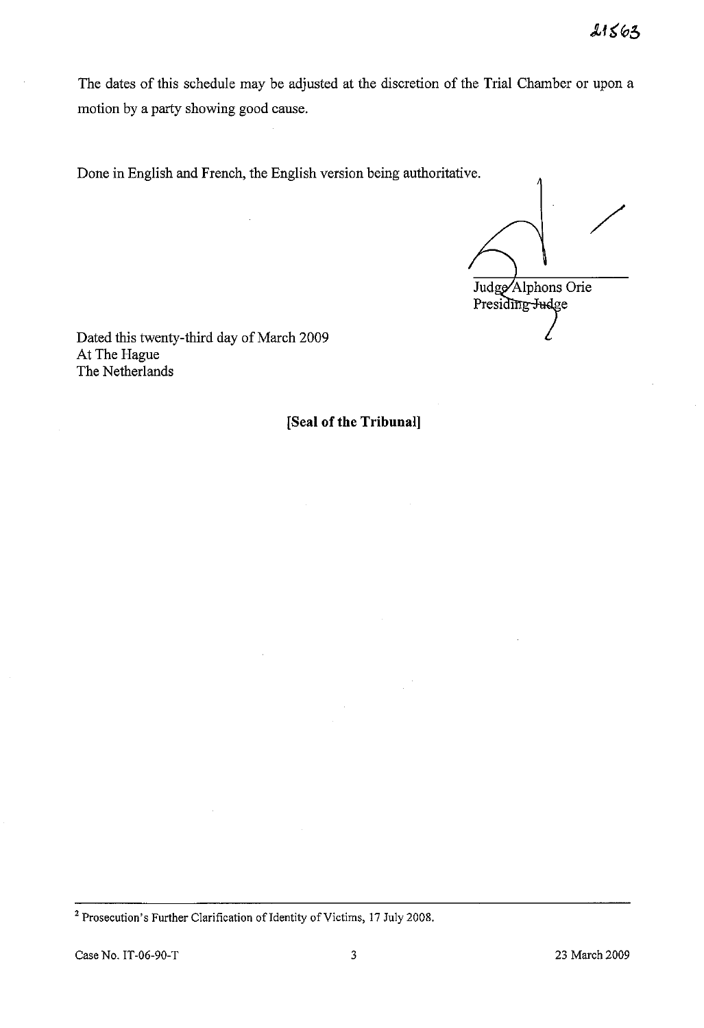The dates of this schedule may be adjusted at the discretion of the Trial Chamber or upon a motion by a party showing good cause.

Done in English and French, the English version being authoritative.

Judge Alphons Orie
Presiding Judge

Dated this twenty-third day of March 2009
At The Hague
The Netherlands

**[Seal of the Tribunal]**

---

[2] Prosecution's Further Clarification of Identity of Victims, 17 July 2008.